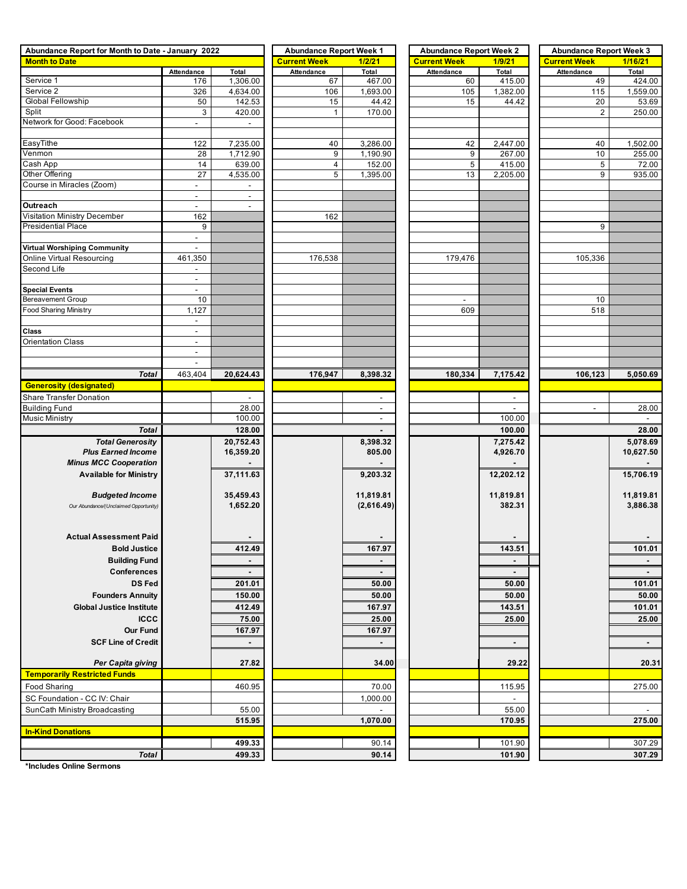| Abundance Report for Month to Date - January 2022 | | | Abundance Report Week 1 | | Abundance Report Week 2 | | Abundance Report Week 3 | |
|---|---|---|---|---|---|---|---|---|
| **Month to Date** | | | **Current Week** | **1/2/21** | **Current Week** | **1/9/21** | **Current Week** | **1/16/21** |
| | Attendance | Total | Attendance | Total | Attendance | Total | Attendance | Total |
| Service 1 | 176 | 1,306.00 | 67 | 467.00 | 60 | 415.00 | 49 | 424.00 |
| Service 2 | 326 | 4,634.00 | 106 | 1,693.00 | 105 | 1,382.00 | 115 | 1,559.00 |
| Global Fellowship | 50 | 142.53 | 15 | 44.42 | 15 | 44.42 | 20 | 53.69 |
| Split | 3 | 420.00 | 1 | 170.00 | | | 2 | 250.00 |
| Network for Good: Facebook | - | - | | | | | | |
| | | | | | | | | |
| EasyTithe | 122 | 7,235.00 | 40 | 3,286.00 | 42 | 2,447.00 | 40 | 1,502.00 |
| Venmon | 28 | 1,712.90 | 9 | 1,190.90 | 9 | 267.00 | 10 | 255.00 |
| Cash App | 14 | 639.00 | 4 | 152.00 | 5 | 415.00 | 5 | 72.00 |
| Other Offering | 27 | 4,535.00 | 5 | 1,395.00 | 13 | 2,205.00 | 9 | 935.00 |
| Course in Miracles (Zoom) | - | - | | | | | | |
| | - | - | | | | | | |
| **Outreach** | - | - | | | | | | |
| Visitation Ministry December | 162 | | 162 | | | | | |
| Presidential Place | 9 | | | | | | 9 | |
| | - | | | | | | | |
| **Virtual Worshiping Community** | - | | | | | | | |
| Online Virtual Resourcing | 461,350 | | 176,538 | | 179,476 | | 105,336 | |
| Second Life | - | | | | | | | |
| | - | | | | | | | |
| **Special Events** | - | | | | | | | |
| Bereavement Group | 10 | | | | - | | 10 | |
| Food Sharing Ministry | 1,127 | | | | 609 | | 518 | |
| | - | | | | | | | |
| **Class** | - | | | | | | | |
| Orientation Class | - | | | | | | | |
| | - | | | | | | | |
| | - | | | | | | | |
| ***Total*** | 463,404 | **20,624.43** | **176,947** | **8,398.32** | **180,334** | **7,175.42** | **106,123** | **5,050.69** |
| **Generosity (designated)** | | | | | | | | |
| Share Transfer Donation | | - | | - | | - | | |
| Building Fund | | 28.00 | | - | | - | - | 28.00 |
| Music Ministry | | 100.00 | | - | | 100.00 | | - |
| ***Total*** | | **128.00** | | **-** | | **100.00** | | **28.00** |
| ***Total Generosity*** | | **20,752.43** | | **8,398.32** | | **7,275.42** | | **5,078.69** |
| ***Plus Earned Income*** | | **16,359.20** | | **805.00** | | **4,926.70** | | **10,627.50** |
| ***Minus MCC Cooperation*** | | **-** | | **-** | | **-** | | **-** |
| **Available for Ministry** | | **37,111.63** | | **9,203.32** | | **12,202.12** | | **15,706.19** |
| ***Budgeted Income*** | | **35,459.43** | | **11,819.81** | | **11,819.81** | | **11,819.81** |
| *Our Abundance/(Unclaimed Opportunity)* | | **1,652.20** | | **(2,616.49)** | | **382.31** | | **3,886.38** |
| **Actual Assessment Paid** | | **-** | | **-** | | **-** | | **-** |
| **Bold Justice** | | **412.49** | | **167.97** | | **143.51** | | **101.01** |
| **Building Fund** | | **-** | | **-** | | **-** | | **-** |
| **Conferences** | | **-** | | **-** | | **-** | | **-** |
| **DS Fed** | | **201.01** | | **50.00** | | **50.00** | | **101.01** |
| **Founders Annuity** | | **150.00** | | **50.00** | | **50.00** | | **50.00** |
| **Global Justice Institute** | | **412.49** | | **167.97** | | **143.51** | | **101.01** |
| **ICCC** | | **75.00** | | **25.00** | | **25.00** | | **25.00** |
| **Our Fund** | | **167.97** | | **167.97** | | | | |
| **SCF Line of Credit** | | **-** | | **-** | | **-** | | **-** |
| ***Per Capita giving*** | | **27.82** | | **34.00** | | **29.22** | | **20.31** |
| **Temporarily Restricted Funds** | | | | | | | | |
| Food Sharing | | 460.95 | | 70.00 | | 115.95 | | 275.00 |
| SC Foundation - CC IV: Chair | | | | 1,000.00 | | - | | |
| SunCath Ministry Broadcasting | | 55.00 | | - | | 55.00 | | - |
| | | **515.95** | | **1,070.00** | | **170.95** | | **275.00** |
| **In-Kind Donations** | | | | | | | | |
| | | **499.33** | | 90.14 | | 101.90 | | 307.29 |
| ***Total*** | | **499.33** | | **90.14** | | **101.90** | | **307.29** |

**\*Includes Online Sermons**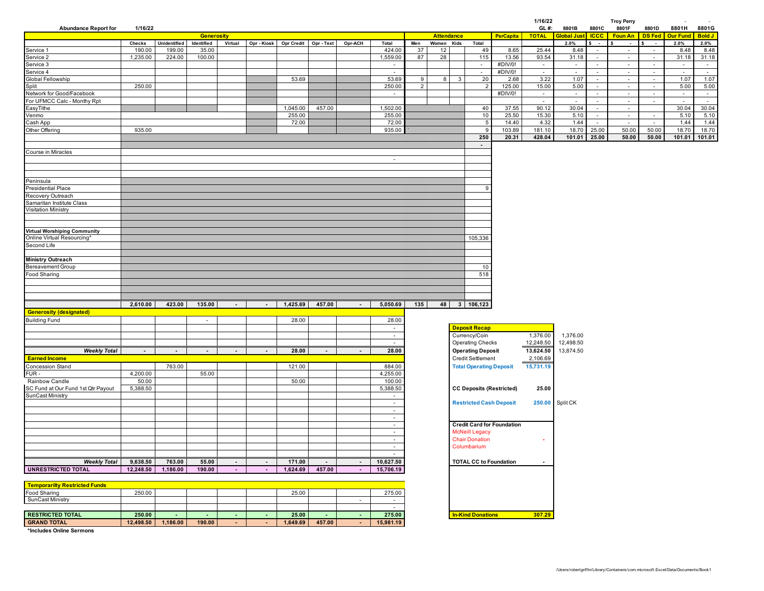**Abundance Report for** 1/16/22

| | Checks | Unidentified | Identified | Virtual | Opr - Kiosk | Opr Credit | Opr - Text | Opr-ACH | Total | Men | Women | Kids | Total | PerCapita | 1/16/22 GL #: TOTAL | 8801B Global Just 2.0% | 8801C ICCC $ | Troy Perry 8801F Foun An $ | 8801D DS Fed $ | 8801H Our Fund 2.0% | 8801G Bold J 2.0% |
|---|---|---|---|---|---|---|---|---|---|---|---|---|---|---|---|---|---|---|---|---|---|
| **Generosity** | | | | | | | | | | **Attendance** | | | | | | | | | | | |
| Service 1 | 190.00 | 199.00 | 35.00 | | | | | | 424.00 | 37 | 12 | | 49 | 8.65 | 25.44 | 8.48 | - | - | - | 8.48 | 8.48 |
| Service 2 | 1,235.00 | 224.00 | 100.00 | | | | | | 1,559.00 | 87 | 28 | | 115 | 13.56 | 93.54 | 31.18 | - | - | - | 31.18 | 31.18 |
| Service 3 | | | | | | | | | - | | | | - | #DIV/0! | - | - | - | - | - | - | - |
| Service 4 | | | | | | | | | - | | | | - | #DIV/0! | - | - | - | - | - | - | - |
| Global Fellowship | | | | | | 53.69 | | | 53.69 | 9 | 8 | 3 | 20 | 2.68 | 3.22 | 1.07 | - | - | - | 1.07 | 1.07 |
| Split | 250.00 | | | | | | | | 250.00 | 2 | | | 2 | 125.00 | 15.00 | 5.00 | - | - | - | 5.00 | 5.00 |
| Network for Good/Facebook | | | | | | | | | - | | | | | #DIV/0! | - | - | - | - | - | - | - |
| For UFMCC Calc - Monthy Rpt | | | | | | | | | | | | | | | - | - | - | - | - | - | - |
| EasyTithe | | | | | | 1,045.00 | 457.00 | | 1,502.00 | | | | 40 | 37.55 | 90.12 | 30.04 | - | - | | 30.04 | 30.04 |
| Venmo | | | | | | 255.00 | | | 255.00 | | | | 10 | 25.50 | 15.30 | 5.10 | - | - | - | 5.10 | 5.10 |
| Cash App | | | | | | 72.00 | | | 72.00 | | | | 5 | 14.40 | 4.32 | 1.44 | - | - | - | 1.44 | 1.44 |
| Other Offering | 935.00 | | | | | | | | 935.00 | ` | | | 9 | 103.89 | 181.10 | 18.70 | 25.00 | 50.00 | 50.00 | 18.70 | 18.70 |
| | | | | | | | | | | | | | 250 | 20.31 | 428.04 | 101.01 | 25.00 | 50.00 | 50.00 | 101.01 | 101.01 |
| | | | | | | | | | | | | | - | | | | | | | | |
| Course in Miracles | | | | | | | | | | | | | | | | | | | | | |
| | | | | | | | | | - | | | | | | | | | | | | |
| Peninsula | | | | | | | | | | | | | | | | | | | | | |
| Presidential Place | | | | | | | | | | | | | 9 | | | | | | | | |
| Recovery Outreach | | | | | | | | | | | | | | | | | | | | | |
| Samaritan Institute Class | | | | | | | | | | | | | | | | | | | | | |
| Visitation Ministry | | | | | | | | | | | | | | | | | | | | | |
| **Virtual Worshiping Community** | | | | | | | | | | | | | | | | | | | | | |
| Online Virtual Resourcing* | | | | | | | | | | | | | 105,336 | | | | | | | | |
| Second Life | | | | | | | | | | | | | | | | | | | | | |
| **Ministry Outreach** | | | | | | | | | | | | | | | | | | | | | |
| Bereavement Group | | | | | | | | | | | | | 10 | | | | | | | | |
| Food Sharing | | | | | | | | | | | | | 518 | | | | | | | | |
| | **2,610.00** | **423.00** | **135.00** | **-** | **-** | **1,425.69** | **457.00** | **-** | **5,050.69** | **135** | **48** | **3** | **106,123** | | | | | | | | |

| | Checks | Unidentified | Identified | Virtual | Opr - Kiosk | Opr Credit | Opr - Text | Opr-ACH | Total |
|---|---|---|---|---|---|---|---|---|---|
| **Generosity (designated)** | | | | | | | | | |
| Building Fund | | | - | | | 28.00 | | | 28.00 |
| | | | | | | | | | - |
| | | | | | | | | | - |
| | | | | | | | | | - |
| ***Weekly Total*** | **-** | **-** | **-** | **-** | **-** | **28.00** | **-** | **-** | **28.00** |
| **Earned Income** | | | | | | | | | |
| Concession Stand | | 763.00 | | | | 121.00 | | | 884.00 |
| FUR - | 4,200.00 | | 55.00 | | | | | | 4,255.00 |
| Rainbow Candle | 50.00 | | | | | 50.00 | | | 100.00 |
| SC Fund at Our Fund 1st Qtr Payout | 5,388.50 | | | | | | | | 5,388.50 |
| SunCast Ministry | | | | | | | | | - |
| ***Weekly Total*** | **9,638.50** | **763.00** | **55.00** | **-** | **-** | **171.00** | **-** | **-** | **10,627.50** |
| **UNRESTRICTED TOTAL** | **12,248.50** | **1,186.00** | **190.00** | **-** | **-** | **1,624.69** | **457.00** | **-** | **15,706.19** |
| **Temporarilty Restricted Funds** | | | | | | | | | |
| Food Sharing | 250.00 | | | | | 25.00 | | | 275.00 |
| SunCast Ministry | | | | | | | | - | - |
| | | | | | | | | | - |
| **RESTRICTED TOTAL** | **250.00** | **-** | **-** | **-** | **-** | **25.00** | **-** | **-** | **275.00** |
| **GRAND TOTAL** | **12,498.50** | **1,186.00** | **190.00** | **-** | **-** | **1,649.69** | **457.00** | **-** | **15,981.19** |

**\*Includes Online Sermons**

| **Deposit Recap** | | |
|---|---|---|
| Currency/Coin | 1,376.00 | 1,376.00 |
| Operating Checks | 12,248.50 | 12,498.50 |
| **Operating Deposit** | **13,624.50** | 13,874.50 |
| Credit Settlement | 2,106.69 | |
| **Total Operating Deposit** | **15,731.19** | |
| **CC Deposits (Restricted)** | **25.00** | |
| **Restricted Cash Deposit** | **250.00** | Split CK |
| **Credit Card for Foundation** | | |
| McNeill Legacy | | |
| Chair Donation | - | |
| Columbarium | | |
| **TOTAL CC to Foundation** | **-** | |
| **In-Kind Donations** | **307.29** | |